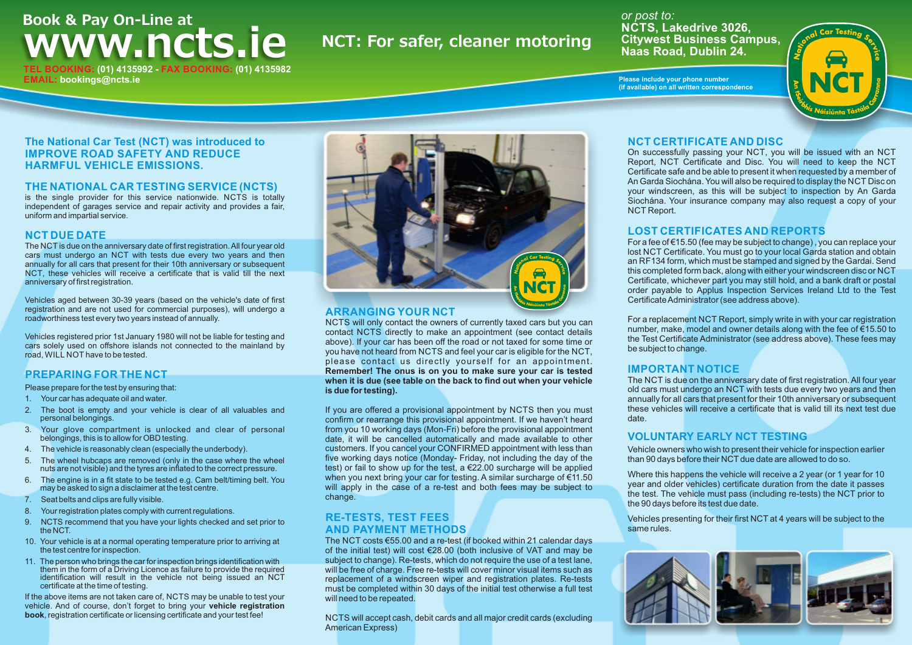# Book & Pay On-Line at www.ncts.ie

**TEL BOOKING:** (01) 4135992 - **FAX BOOKING:** (01) 4135982
**EMAIL:** bookings@ncts.ie

## NCT: For safer, cleaner motoring

*or post to:*
**NCTS, Lakedrive 3026, Citywest Business Campus, Naas Road, Dublin 24.**

**Please include your phone number (if available) on all written correspondence**

### The National Car Test (NCT) was introduced to IMPROVE ROAD SAFETY AND REDUCE HARMFUL VEHICLE EMISSIONS.

### THE NATIONAL CAR TESTING SERVICE (NCTS)

is the single provider for this service nationwide. NCTS is totally independent of garages service and repair activity and provides a fair, uniform and impartial service.

### NCT DUE DATE

The NCT is due on the anniversary date of first registration. All four year old cars must undergo an NCT with tests due every two years and then annually for all cars that present for their 10th anniversary or subsequent NCT, these vehicles will receive a certificate that is valid till the next anniversary of first registration.

Vehicles aged between 30-39 years (based on the vehicle's date of first registration and are not used for commercial purposes), will undergo a roadworthiness test every two years instead of annually.

Vehicles registered prior 1st January 1980 will not be liable for testing and cars solely used on offshore islands not connected to the mainland by road, WILL NOT have to be tested.

### PREPARING FOR THE NCT

Please prepare for the test by ensuring that:

1. Your car has adequate oil and water.
2. The boot is empty and your vehicle is clear of all valuables and personal belongings.
3. Your glove compartment is unlocked and clear of personal belongings, this is to allow for OBD testing.
4. The vehicle is reasonably clean (especially the underbody).
5. The wheel hubcaps are removed (only in the case where the wheel nuts are not visible) and the tyres are inflated to the correct pressure.
6. The engine is in a fit state to be tested e.g. Cam belt/timing belt. You may be asked to sign a disclaimer at the test centre.
7. Seat belts and clips are fully visible.
8. Your registration plates comply with current regulations.
9. NCTS recommend that you have your lights checked and set prior to the NCT.
10. Your vehicle is at a normal operating temperature prior to arriving at the test centre for inspection.
11. The person who brings the car for inspection brings identification with them in the form of a Driving Licence as failure to provide the required identification will result in the vehicle not being issued an NCT certificate at the time of testing.

If the above items are not taken care of, NCTS may be unable to test your vehicle. And of course, don't forget to bring your **vehicle registration book**, registration certificate or licensing certificate and your test fee!

### ARRANGING YOUR NCT

NCTS will only contact the owners of currently taxed cars but you can contact NCTS directly to make an appointment (see contact details above). If your car has been off the road or not taxed for some time or you have not heard from NCTS and feel your car is eligible for the NCT, please contact us directly yourself for an appointment. **Remember! The onus is on you to make sure your car is tested when it is due (see table on the back to find out when your vehicle is due for testing).**

If you are offered a provisional appointment by NCTS then you must confirm or rearrange this provisional appointment. If we haven't heard from you 10 working days (Mon-Fri) before the provisional appointment date, it will be cancelled automatically and made available to other customers. If you cancel your CONFIRMED appointment with less than five working days notice (Monday- Friday, not including the day of the test) or fail to show up for the test, a €22.00 surcharge will be applied when you next bring your car for testing. A similar surcharge of €11.50 will apply in the case of a re-test and both fees may be subject to change.

### RE-TESTS, TEST FEES AND PAYMENT METHODS

The NCT costs €55.00 and a re-test (if booked within 21 calendar days of the initial test) will cost €28.00 (both inclusive of VAT and may be subject to change). Re-tests, which do not require the use of a test lane, will be free of charge. Free re-tests will cover minor visual items such as replacement of a windscreen wiper and registration plates. Re-tests must be completed within 30 days of the initial test otherwise a full test will need to be repeated.

NCTS will accept cash, debit cards and all major credit cards (excluding American Express)

### NCT CERTIFICATE AND DISC

On successfully passing your NCT, you will be issued with an NCT Report, NCT Certificate and Disc. You will need to keep the NCT Certificate safe and be able to present it when requested by a member of An Garda Siochána. You will also be required to display the NCT Disc on your windscreen, as this will be subject to inspection by An Garda Siochána. Your insurance company may also request a copy of your NCT Report.

### LOST CERTIFICATES AND REPORTS

For a fee of €15.50 (fee may be subject to change) , you can replace your lost NCT Certificate. You must go to your local Garda station and obtain an RF134 form, which must be stamped and signed by the Gardai. Send this completed form back, along with either your windscreen disc or NCT Certificate, whichever part you may still hold, and a bank draft or postal order payable to Applus Inspection Services Ireland Ltd to the Test Certificate Administrator (see address above).

For a replacement NCT Report, simply write in with your car registration number, make, model and owner details along with the fee of €15.50 to the Test Certificate Administrator (see address above). These fees may be subject to change.

### IMPORTANT NOTICE

The NCT is due on the anniversary date of first registration. All four year old cars must undergo an NCT with tests due every two years and then annually for all cars that present for their 10th anniversary or subsequent these vehicles will receive a certificate that is valid till its next test due date.

### VOLUNTARY EARLY NCT TESTING

Vehicle owners who wish to present their vehicle for inspection earlier than 90 days before their NCT due date are allowed to do so.

Where this happens the vehicle will receive a 2 year (or 1 year for 10 year and older vehicles) certificate duration from the date it passes the test. The vehicle must pass (including re-tests) the NCT prior to the 90 days before its test due date.

Vehicles presenting for their first NCT at 4 years will be subject to the same rules.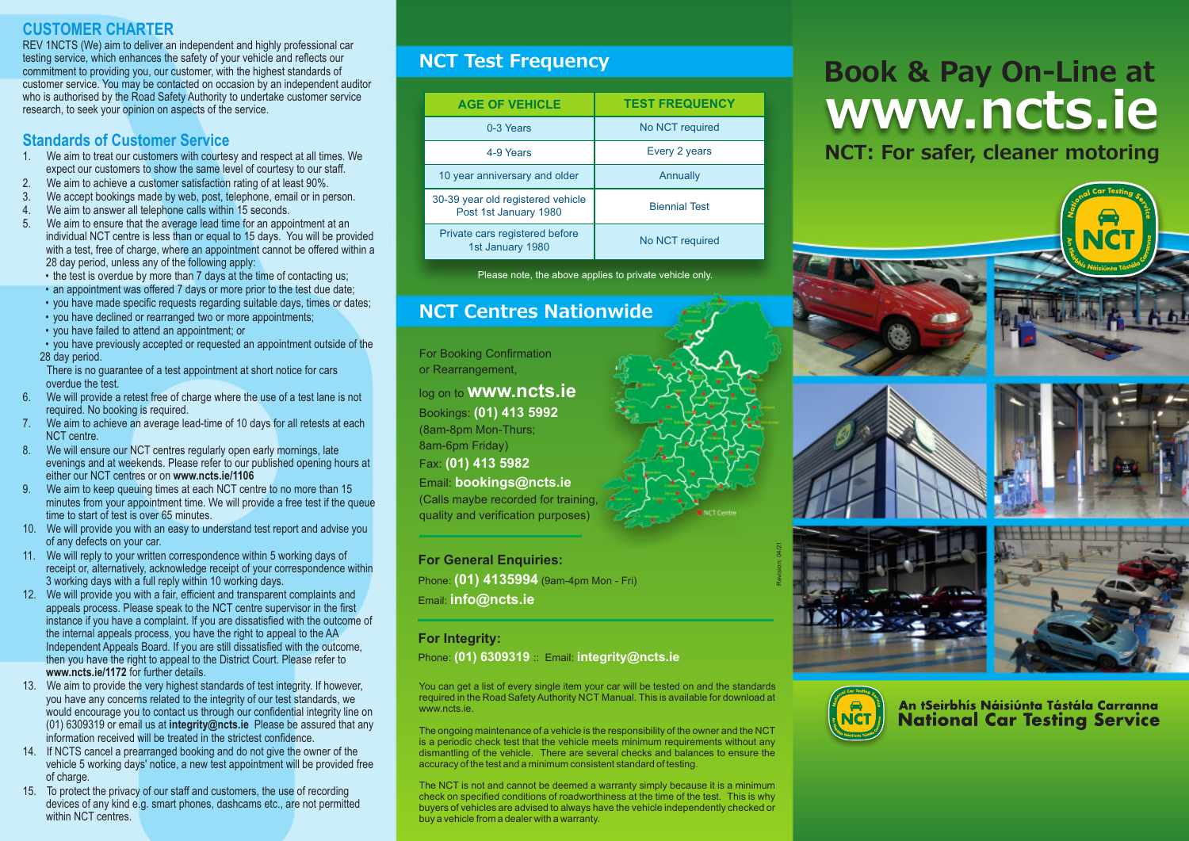## CUSTOMER CHARTER

REV 1NCTS (We) aim to deliver an independent and highly professional car testing service, which enhances the safety of your vehicle and reflects our commitment to providing you, our customer, with the highest standards of customer service. You may be contacted on occasion by an independent auditor who is authorised by the Road Safety Authority to undertake customer service research, to seek your opinion on aspects of the service.

## Standards of Customer Service

1. We aim to treat our customers with courtesy and respect at all times. We expect our customers to show the same level of courtesy to our staff.
2. We aim to achieve a customer satisfaction rating of at least 90%.
3. We accept bookings made by web, post, telephone, email or in person.
4. We aim to answer all telephone calls within 15 seconds.
5. We aim to ensure that the average lead time for an appointment at an individual NCT centre is less than or equal to 15 days. You will be provided with a test, free of charge, where an appointment cannot be offered within a 28 day period, unless any of the following apply:
   - the test is overdue by more than 7 days at the time of contacting us;
   - an appointment was offered 7 days or more prior to the test due date;
   - you have made specific requests regarding suitable days, times or dates;
   - you have declined or rearranged two or more appointments;
   - you have failed to attend an appointment; or
   - you have previously accepted or requested an appointment outside of the 28 day period.

   There is no guarantee of a test appointment at short notice for cars overdue the test.
6. We will provide a retest free of charge where the use of a test lane is not required. No booking is required.
7. We aim to achieve an average lead-time of 10 days for all retests at each NCT centre.
8. We will ensure our NCT centres regularly open early mornings, late evenings and at weekends. Please refer to our published opening hours at either our NCT centres or on **www.ncts.ie/1106**
9. We aim to keep queuing times at each NCT centre to no more than 15 minutes from your appointment time. We will provide a free test if the queue time to start of test is over 65 minutes.
10. We will provide you with an easy to understand test report and advise you of any defects on your car.
11. We will reply to your written correspondence within 5 working days of receipt or, alternatively, acknowledge receipt of your correspondence within 3 working days with a full reply within 10 working days.
12. We will provide you with a fair, efficient and transparent complaints and appeals process. Please speak to the NCT centre supervisor in the first instance if you have a complaint. If you are dissatisfied with the outcome of the internal appeals process, you have the right to appeal to the AA Independent Appeals Board. If you are still dissatisfied with the outcome, then you have the right to appeal to the District Court. Please refer to **www.ncts.ie/1172** for further details.
13. We aim to provide the very highest standards of test integrity. If however, you have any concerns related to the integrity of our test standards, we would encourage you to contact us through our confidential integrity line on (01) 6309319 or email us at **integrity@ncts.ie** Please be assured that any information received will be treated in the strictest confidence.
14. If NCTS cancel a prearranged booking and do not give the owner of the vehicle 5 working days' notice, a new test appointment will be provided free of charge.
15. To protect the privacy of our staff and customers, the use of recording devices of any kind e.g. smart phones, dashcams etc., are not permitted within NCT centres.

## NCT Test Frequency

| AGE OF VEHICLE | TEST FREQUENCY |
|---|---|
| 0-3 Years | No NCT required |
| 4-9 Years | Every 2 years |
| 10 year anniversary and older | Annually |
| 30-39 year old registered vehicle Post 1st January 1980 | Biennial Test |
| Private cars registered before 1st January 1980 | No NCT required |

Please note, the above applies to private vehicle only.

## NCT Centres Nationwide

For Booking Confirmation or Rearrangement,

log on to **www.ncts.ie**

Bookings: **(01) 413 5992**
(8am-8pm Mon-Thurs;
8am-6pm Friday)

Fax: **(01) 413 5982**

Email: **bookings@ncts.ie**

(Calls maybe recorded for training, quality and verification purposes)

NCT Centre

### For General Enquiries:

Phone: **(01) 4135994** (9am-4pm Mon - Fri)

Email: **info@ncts.ie**

### For Integrity:

Phone: **(01) 6309319** :: Email: **integrity@ncts.ie**

You can get a list of every single item your car will be tested on and the standards required in the Road Safety Authority NCT Manual. This is available for download at www.ncts.ie.

The ongoing maintenance of a vehicle is the responsibility of the owner and the NCT is a periodic check test that the vehicle meets minimum requirements without any dismantling of the vehicle. There are several checks and balances to ensure the accuracy of the test and a minimum consistent standard of testing.

The NCT is not and cannot be deemed a warranty simply because it is a minimum check on specified conditions of roadworthiness at the time of the test. This is why buyers of vehicles are advised to always have the vehicle independently checked or buy a vehicle from a dealer with a warranty.

Revision: 04/21

# Book & Pay On-Line at www.ncts.ie

**NCT: For safer, cleaner motoring**

**An tSeirbhís Náisiúnta Tástála Carranna**
**National Car Testing Service**